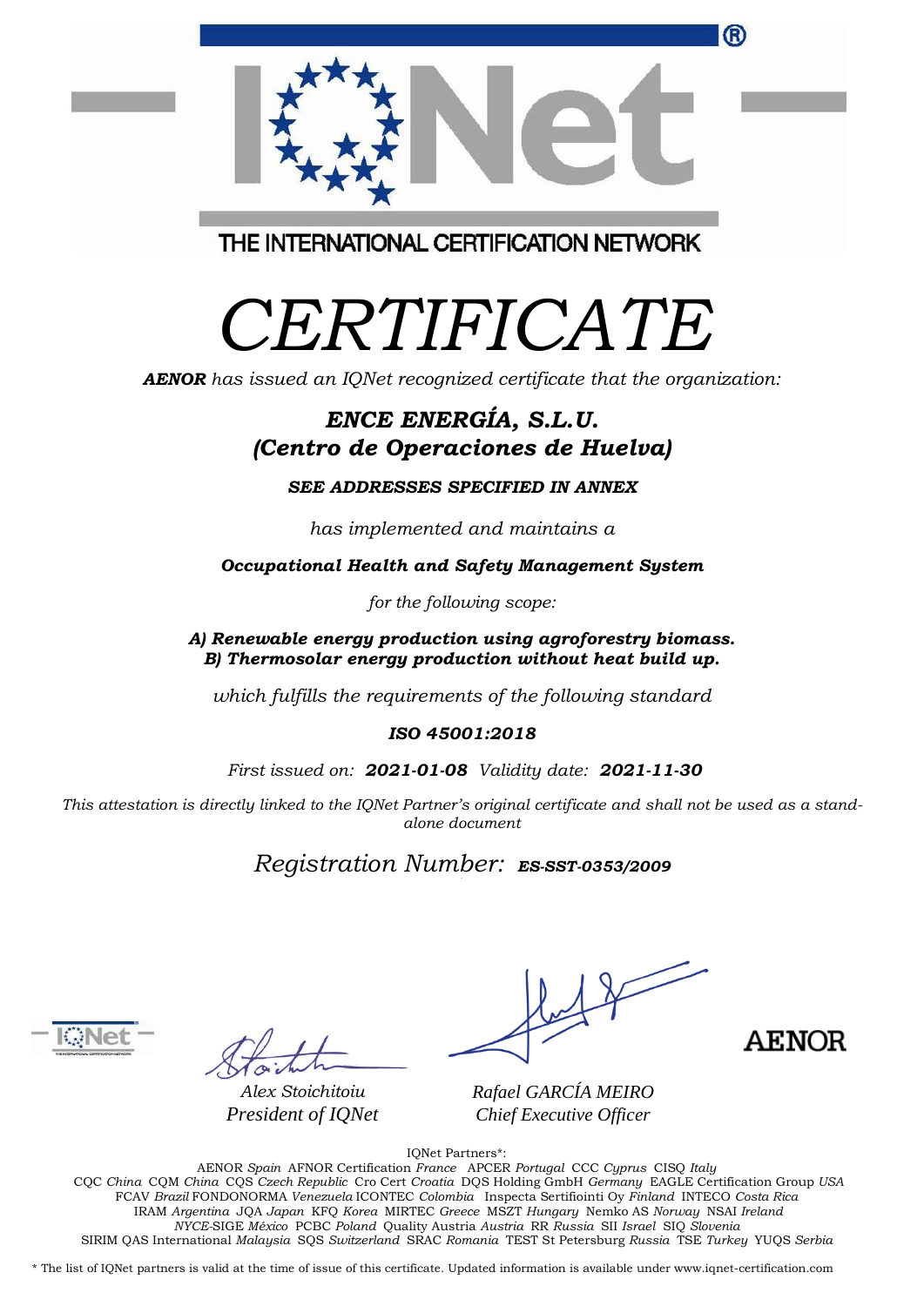THE INTERNATIONAL CERTIFICATION NETWORK

# *CERTIFICATE*

***AENOR*** *has issued an IQNet recognized certificate that the organization:*

## ***ENCE ENERGÍA, S.L.U.***
## ***(Centro de Operaciones de Huelva)***

***SEE ADDRESSES SPECIFIED IN ANNEX***

*has implemented and maintains a*

***Occupational Health and Safety Management System***

*for the following scope:*

***A) Renewable energy production using agroforestry biomass.***
***B) Thermosolar energy production without heat build up.***

*which fulfills the requirements of the following standard*

***ISO 45001:2018***

*First issued on:* ***2021-01-08*** *Validity date:* ***2021-11-30***

*This attestation is directly linked to the IQNet Partner's original certificate and shall not be used as a stand-alone document*

*Registration Number:* ***ES-SST-0353/2009***

*Alex Stoichitoiu*
*President of IQNet*

*Rafael GARCÍA MEIRO*
*Chief Executive Officer*

AENOR

IQNet Partners*:

AENOR *Spain* AFNOR Certification *France* APCER *Portugal* CCC *Cyprus* CISQ *Italy*
CQC *China* CQM *China* CQS *Czech Republic* Cro Cert *Croatia* DQS Holding GmbH *Germany* EAGLE Certification Group *USA*
FCAV *Brazil* FONDONORMA *Venezuela* ICONTEC *Colombia* Inspecta Sertifiointi Oy *Finland* INTECO *Costa Rica*
IRAM *Argentina* JQA *Japan* KFQ *Korea* MIRTEC *Greece* MSZT *Hungary* Nemko AS *Norway* NSAI *Ireland*
*NYCE*-SIGE *México* PCBC *Poland* Quality Austria *Austria* RR *Russia* SII *Israel* SIQ *Slovenia*
SIRIM QAS International *Malaysia* SQS *Switzerland* SRAC *Romania* TEST St Petersburg *Russia* TSE *Turkey* YUQS *Serbia*

\* The list of IQNet partners is valid at the time of issue of this certificate. Updated information is available under www.iqnet-certification.com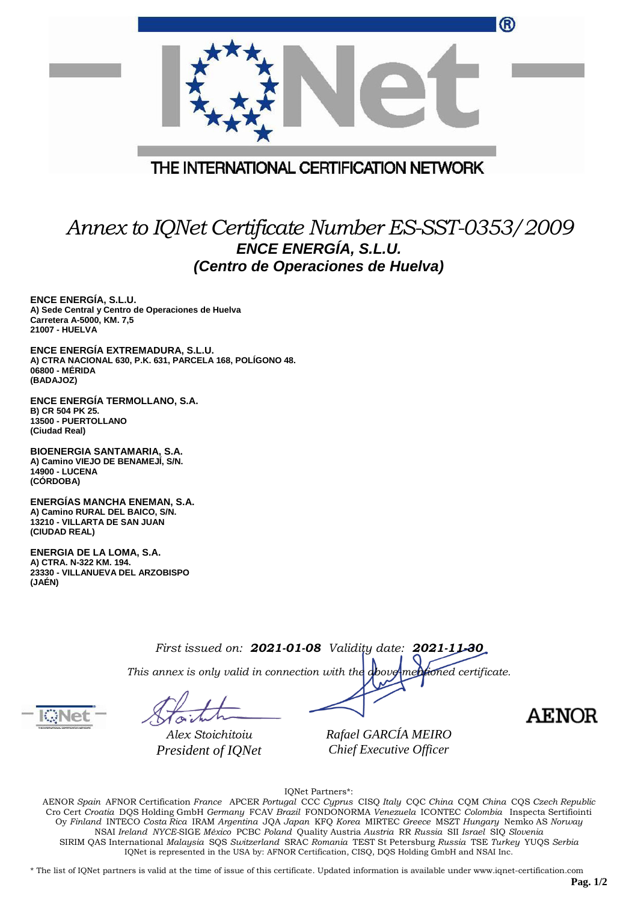THE INTERNATIONAL CERTIFICATION NETWORK

# *Annex to IQNet Certificate Number ES-SST-0353/2009*

## *ENCE ENERGÍA, S.L.U.*
## *(Centro de Operaciones de Huelva)*

**ENCE ENERGÍA, S.L.U.**
**A) Sede Central y Centro de Operaciones de Huelva**
**Carretera A-5000, KM. 7,5**
**21007 - HUELVA**

**ENCE ENERGÍA EXTREMADURA, S.L.U.**
**A) CTRA NACIONAL 630, P.K. 631, PARCELA 168, POLÍGONO 48.**
**06800 - MÉRIDA**
**(BADAJOZ)**

**ENCE ENERGÍA TERMOLLANO, S.A.**
**B) CR 504 PK 25.**
**13500 - PUERTOLLANO**
**(Ciudad Real)**

**BIOENERGIA SANTAMARIA, S.A.**
**A) Camino VIEJO DE BENAMEJÍ, S/N.**
**14900 - LUCENA**
**(CÓRDOBA)**

**ENERGÍAS MANCHA ENEMAN, S.A.**
**A) Camino RURAL DEL BAICO, S/N.**
**13210 - VILLARTA DE SAN JUAN**
**(CIUDAD REAL)**

**ENERGIA DE LA LOMA, S.A.**
**A) CTRA. N-322 KM. 194.**
**23330 - VILLANUEVA DEL ARZOBISPO**
**(JAÉN)**

*First issued on:* ***2021-01-08*** *Validity date:* ***2021-11-30***

*This annex is only valid in connection with the above-mentioned certificate.*

*Alex Stoichitoiu*
*President of IQNet*

*Rafael GARCÍA MEIRO*
*Chief Executive Officer*

AENOR

IQNet Partners*:

AENOR *Spain* AFNOR Certification *France* APCER *Portugal* CCC *Cyprus* CISQ *Italy* CQC *China* CQM *China* CQS *Czech Republic* Cro Cert *Croatia* DQS Holding GmbH *Germany* FCAV *Brazil* FONDONORMA *Venezuela* ICONTEC *Colombia* Inspecta Sertifiointi Oy *Finland* INTECO *Costa Rica* IRAM *Argentina* JQA *Japan* KFQ *Korea* MIRTEC *Greece* MSZT *Hungary* Nemko AS *Norway* NSAI *Ireland* *NYCE*-SIGE *México* PCBC *Poland* Quality Austria *Austria* RR *Russia* SII *Israel* SIQ *Slovenia* SIRIM QAS International *Malaysia* SQS *Switzerland* SRAC *Romania* TEST St Petersburg *Russia* TSE *Turkey* YUQS *Serbia*
IQNet is represented in the USA by: AFNOR Certification, CISQ, DQS Holding GmbH and NSAI Inc.

\* The list of IQNet partners is valid at the time of issue of this certificate. Updated information is available under www.iqnet-certification.com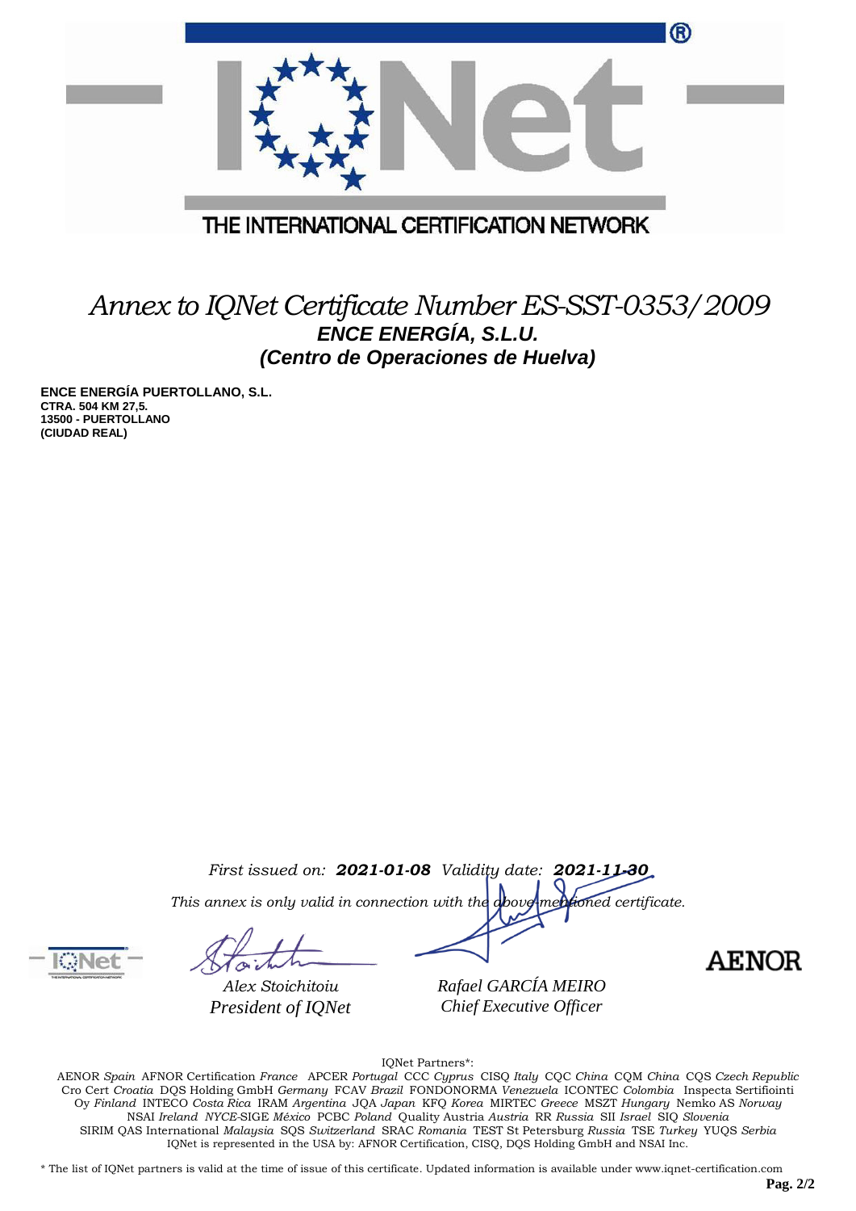THE INTERNATIONAL CERTIFICATION NETWORK

# *Annex to IQNet Certificate Number ES-SST-0353/2009*

## *ENCE ENERGÍA, S.L.U.*
## *(Centro de Operaciones de Huelva)*

**ENCE ENERGÍA PUERTOLLANO, S.L.**
**CTRA. 504 KM 27,5.**
**13500 - PUERTOLLANO**
**(CIUDAD REAL)**

*First issued on:* ***2021-01-08*** *Validity date:* ***2021-11-30***

*This annex is only valid in connection with the above-mentioned certificate.*

*Alex Stoichitoiu*
*President of IQNet*

*Rafael GARCÍA MEIRO*
*Chief Executive Officer*

AENOR

IQNet Partners*:

AENOR *Spain* AFNOR Certification *France* APCER *Portugal* CCC *Cyprus* CISQ *Italy* CQC *China* CQM *China* CQS *Czech Republic* Cro Cert *Croatia* DQS Holding GmbH *Germany* FCAV *Brazil* FONDONORMA *Venezuela* ICONTEC *Colombia* Inspecta Sertifiointi Oy *Finland* INTECO *Costa Rica* IRAM *Argentina* JQA *Japan* KFQ *Korea* MIRTEC *Greece* MSZT *Hungary* Nemko AS *Norway* NSAI *Ireland* *NYCE*-SIGE *México* PCBC *Poland* Quality Austria *Austria* RR *Russia* SII *Israel* SIQ *Slovenia* SIRIM QAS International *Malaysia* SQS *Switzerland* SRAC *Romania* TEST St Petersburg *Russia* TSE *Turkey* YUQS *Serbia*
IQNet is represented in the USA by: AFNOR Certification, CISQ, DQS Holding GmbH and NSAI Inc.

* The list of IQNet partners is valid at the time of issue of this certificate. Updated information is available under www.iqnet-certification.com